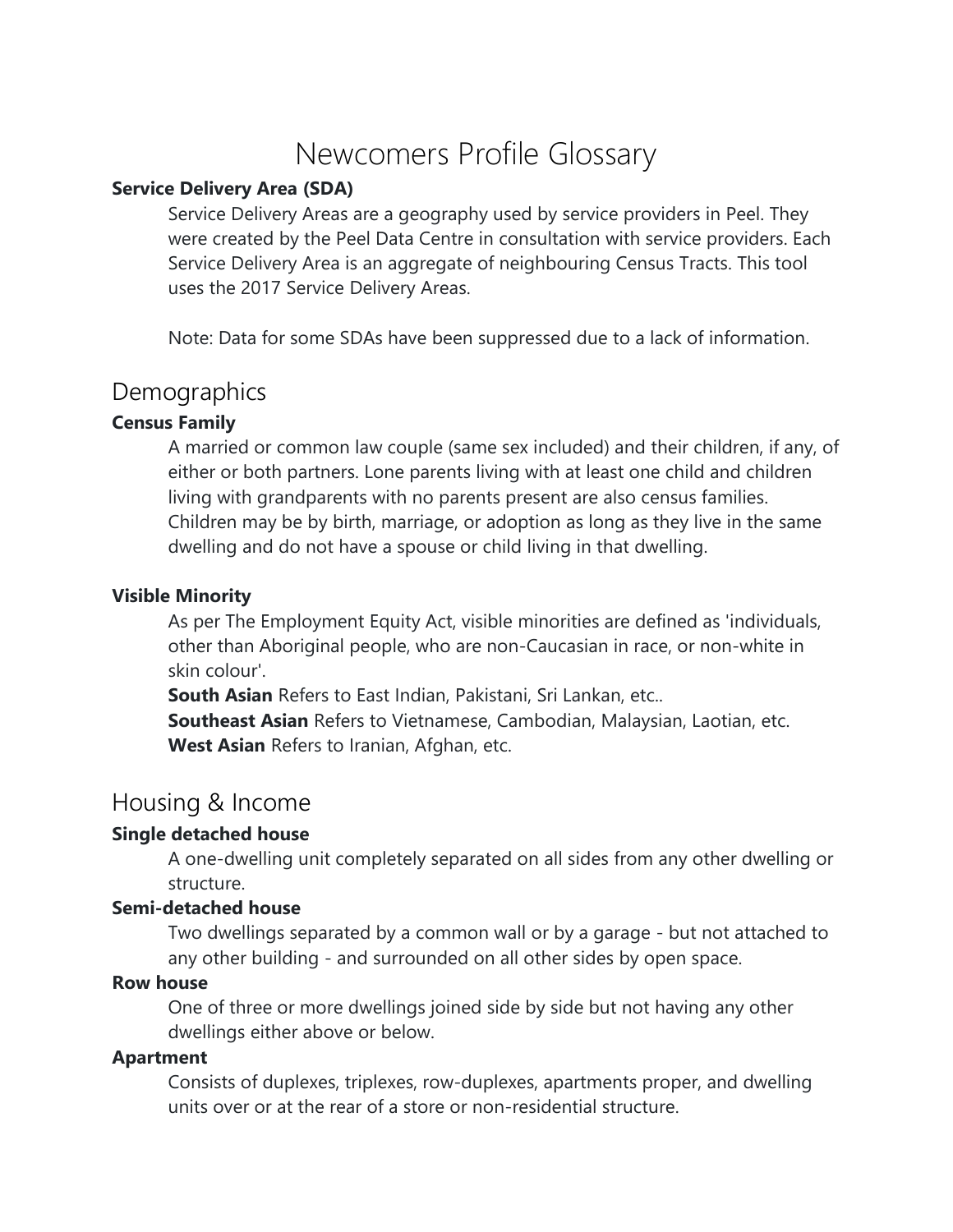# Newcomers Profile Glossary

**Service Delivery Area (SDA)**

Service Delivery Areas are a geography used by service providers in Peel. They were created by the Peel Data Centre in consultation with service providers. Each Service Delivery Area is an aggregate of neighbouring Census Tracts. This tool uses the 2017 Service Delivery Areas.

Note: Data for some SDAs have been suppressed due to a lack of information.

## Demographics

**Census Family**

A married or common law couple (same sex included) and their children, if any, of either or both partners. Lone parents living with at least one child and children living with grandparents with no parents present are also census families. Children may be by birth, marriage, or adoption as long as they live in the same dwelling and do not have a spouse or child living in that dwelling.

**Visible Minority**

As per The Employment Equity Act, visible minorities are defined as 'individuals, other than Aboriginal people, who are non-Caucasian in race, or non-white in skin colour'.

**South Asian** Refers to East Indian, Pakistani, Sri Lankan, etc..

**Southeast Asian** Refers to Vietnamese, Cambodian, Malaysian, Laotian, etc.

**West Asian** Refers to Iranian, Afghan, etc.

## Housing & Income

**Single detached house**

A one-dwelling unit completely separated on all sides from any other dwelling or structure.

**Semi-detached house**

Two dwellings separated by a common wall or by a garage - but not attached to any other building - and surrounded on all other sides by open space.

**Row house**

One of three or more dwellings joined side by side but not having any other dwellings either above or below.

**Apartment**

Consists of duplexes, triplexes, row-duplexes, apartments proper, and dwelling units over or at the rear of a store or non-residential structure.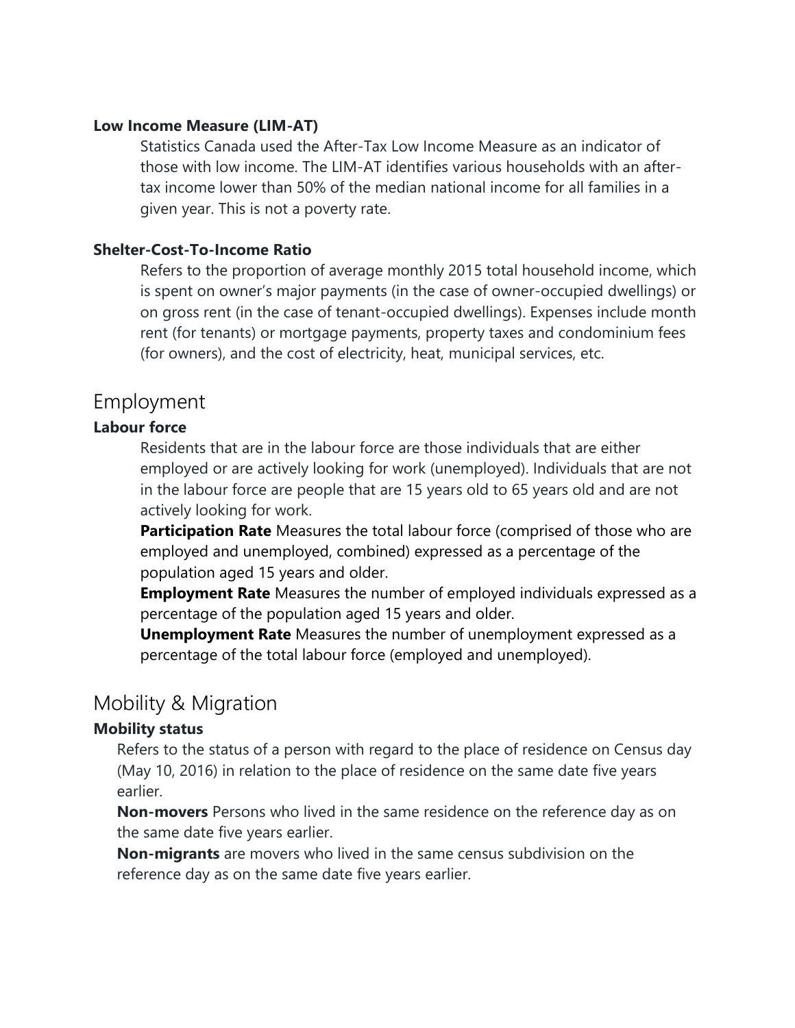### Low Income Measure (LIM-AT)

Statistics Canada used the After-Tax Low Income Measure as an indicator of those with low income. The LIM-AT identifies various households with an after-tax income lower than 50% of the median national income for all families in a given year. This is not a poverty rate.

### Shelter-Cost-To-Income Ratio

Refers to the proportion of average monthly 2015 total household income, which is spent on owner's major payments (in the case of owner-occupied dwellings) or on gross rent (in the case of tenant-occupied dwellings). Expenses include month rent (for tenants) or mortgage payments, property taxes and condominium fees (for owners), and the cost of electricity, heat, municipal services, etc.

## Employment

### Labour force

Residents that are in the labour force are those individuals that are either employed or are actively looking for work (unemployed). Individuals that are not in the labour force are people that are 15 years old to 65 years old and are not actively looking for work.

**Participation Rate** Measures the total labour force (comprised of those who are employed and unemployed, combined) expressed as a percentage of the population aged 15 years and older.

**Employment Rate** Measures the number of employed individuals expressed as a percentage of the population aged 15 years and older.

**Unemployment Rate** Measures the number of unemployment expressed as a percentage of the total labour force (employed and unemployed).

## Mobility & Migration

### Mobility status

Refers to the status of a person with regard to the place of residence on Census day (May 10, 2016) in relation to the place of residence on the same date five years earlier.

**Non-movers** Persons who lived in the same residence on the reference day as on the same date five years earlier.

**Non-migrants** are movers who lived in the same census subdivision on the reference day as on the same date five years earlier.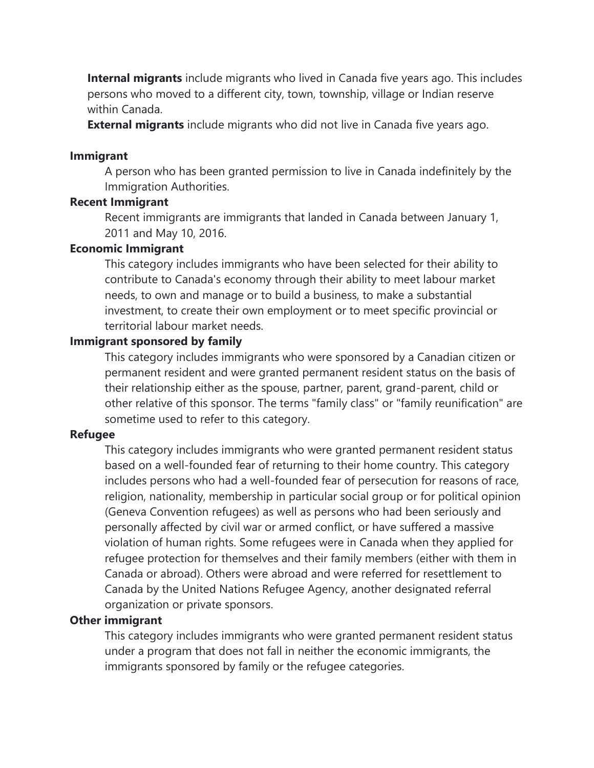**Internal migrants** include migrants who lived in Canada five years ago. This includes persons who moved to a different city, town, township, village or Indian reserve within Canada.

**External migrants** include migrants who did not live in Canada five years ago.

**Immigrant**

A person who has been granted permission to live in Canada indefinitely by the Immigration Authorities.

**Recent Immigrant**

Recent immigrants are immigrants that landed in Canada between January 1, 2011 and May 10, 2016.

**Economic Immigrant**

This category includes immigrants who have been selected for their ability to contribute to Canada's economy through their ability to meet labour market needs, to own and manage or to build a business, to make a substantial investment, to create their own employment or to meet specific provincial or territorial labour market needs.

**Immigrant sponsored by family**

This category includes immigrants who were sponsored by a Canadian citizen or permanent resident and were granted permanent resident status on the basis of their relationship either as the spouse, partner, parent, grand-parent, child or other relative of this sponsor. The terms "family class" or "family reunification" are sometime used to refer to this category.

**Refugee**

This category includes immigrants who were granted permanent resident status based on a well-founded fear of returning to their home country. This category includes persons who had a well-founded fear of persecution for reasons of race, religion, nationality, membership in particular social group or for political opinion (Geneva Convention refugees) as well as persons who had been seriously and personally affected by civil war or armed conflict, or have suffered a massive violation of human rights. Some refugees were in Canada when they applied for refugee protection for themselves and their family members (either with them in Canada or abroad). Others were abroad and were referred for resettlement to Canada by the United Nations Refugee Agency, another designated referral organization or private sponsors.

**Other immigrant**

This category includes immigrants who were granted permanent resident status under a program that does not fall in neither the economic immigrants, the immigrants sponsored by family or the refugee categories.